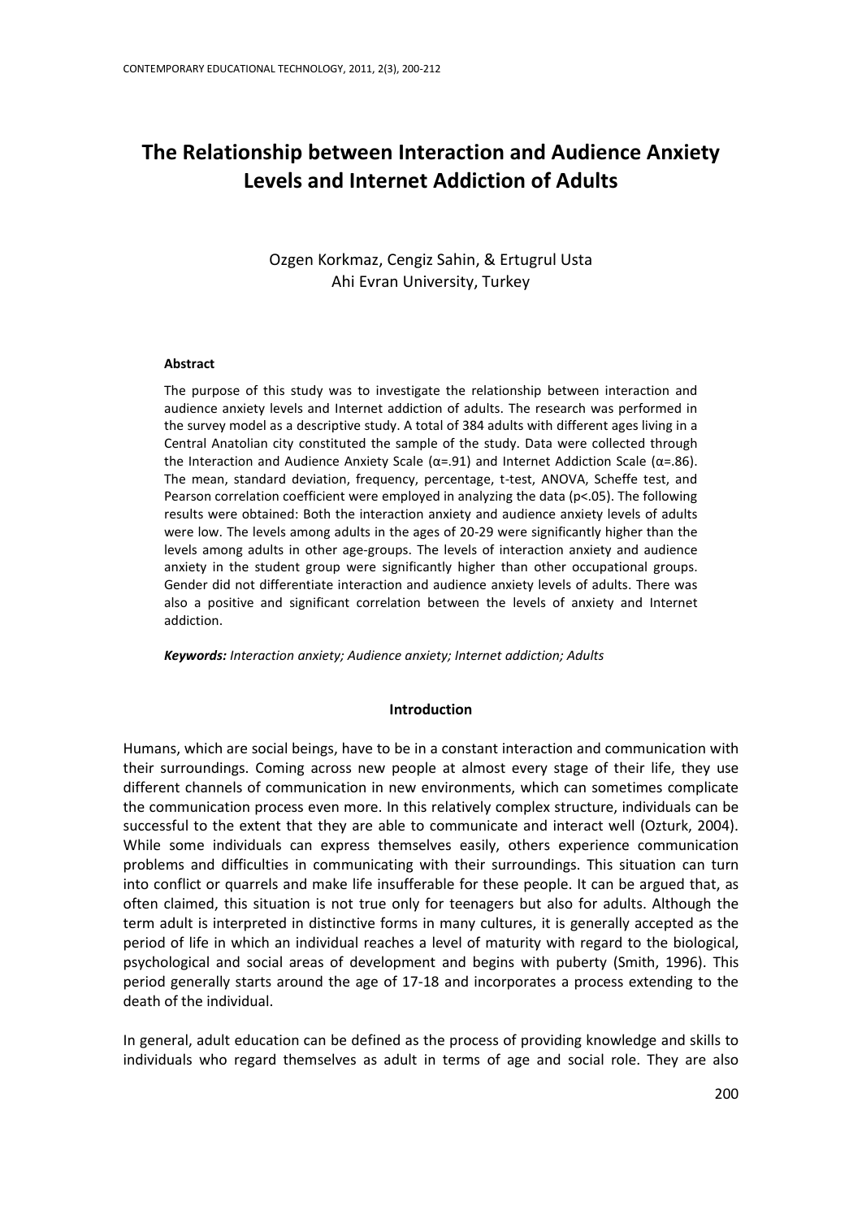# The Relationship between Interaction and Audience Anxiety Levels and Internet Addiction of Adults

Ozgen Korkmaz, Cengiz Sahin, & Ertugrul Usta
Ahi Evran University, Turkey

### Abstract

The purpose of this study was to investigate the relationship between interaction and audience anxiety levels and Internet addiction of adults. The research was performed in the survey model as a descriptive study. A total of 384 adults with different ages living in a Central Anatolian city constituted the sample of the study. Data were collected through the Interaction and Audience Anxiety Scale (α=.91) and Internet Addiction Scale (α=.86). The mean, standard deviation, frequency, percentage, t-test, ANOVA, Scheffe test, and Pearson correlation coefficient were employed in analyzing the data ($p<.05$). The following results were obtained: Both the interaction anxiety and audience anxiety levels of adults were low. The levels among adults in the ages of 20-29 were significantly higher than the levels among adults in other age-groups. The levels of interaction anxiety and audience anxiety in the student group were significantly higher than other occupational groups. Gender did not differentiate interaction and audience anxiety levels of adults. There was also a positive and significant correlation between the levels of anxiety and Internet addiction.

***Keywords:*** *Interaction anxiety; Audience anxiety; Internet addiction; Adults*

## Introduction

Humans, which are social beings, have to be in a constant interaction and communication with their surroundings. Coming across new people at almost every stage of their life, they use different channels of communication in new environments, which can sometimes complicate the communication process even more. In this relatively complex structure, individuals can be successful to the extent that they are able to communicate and interact well (Ozturk, 2004). While some individuals can express themselves easily, others experience communication problems and difficulties in communicating with their surroundings. This situation can turn into conflict or quarrels and make life insufferable for these people. It can be argued that, as often claimed, this situation is not true only for teenagers but also for adults. Although the term adult is interpreted in distinctive forms in many cultures, it is generally accepted as the period of life in which an individual reaches a level of maturity with regard to the biological, psychological and social areas of development and begins with puberty (Smith, 1996). This period generally starts around the age of 17-18 and incorporates a process extending to the death of the individual.

In general, adult education can be defined as the process of providing knowledge and skills to individuals who regard themselves as adult in terms of age and social role. They are also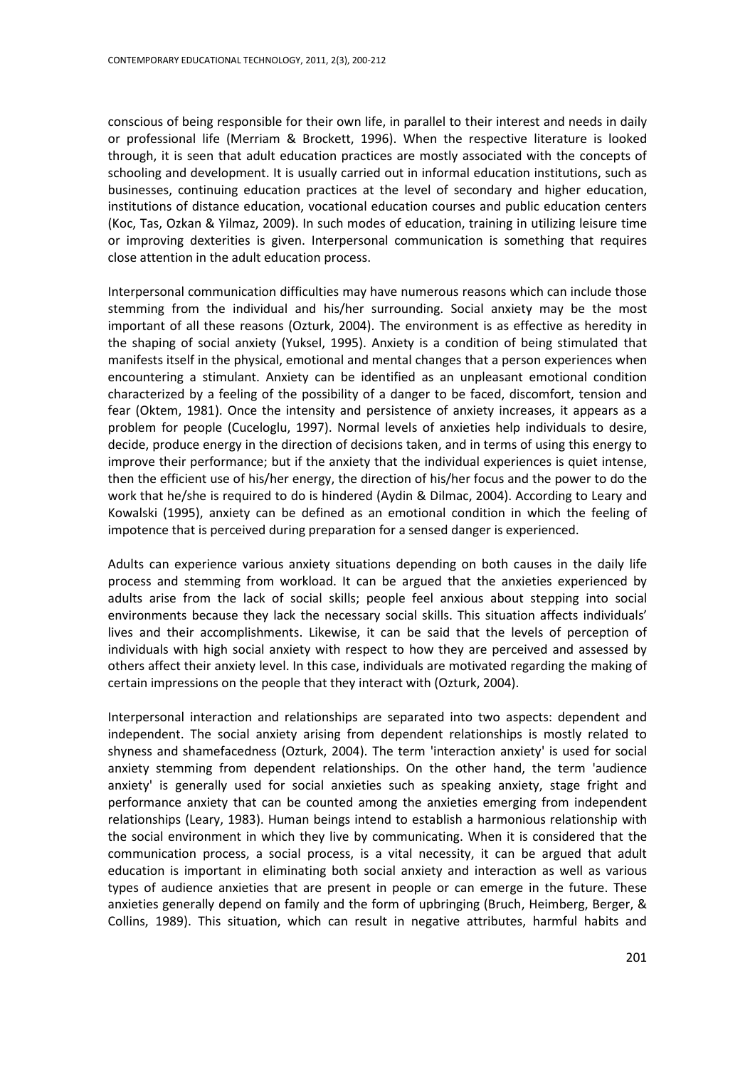conscious of being responsible for their own life, in parallel to their interest and needs in daily or professional life (Merriam & Brockett, 1996). When the respective literature is looked through, it is seen that adult education practices are mostly associated with the concepts of schooling and development. It is usually carried out in informal education institutions, such as businesses, continuing education practices at the level of secondary and higher education, institutions of distance education, vocational education courses and public education centers (Koc, Tas, Ozkan & Yilmaz, 2009). In such modes of education, training in utilizing leisure time or improving dexterities is given. Interpersonal communication is something that requires close attention in the adult education process.

Interpersonal communication difficulties may have numerous reasons which can include those stemming from the individual and his/her surrounding. Social anxiety may be the most important of all these reasons (Ozturk, 2004). The environment is as effective as heredity in the shaping of social anxiety (Yuksel, 1995). Anxiety is a condition of being stimulated that manifests itself in the physical, emotional and mental changes that a person experiences when encountering a stimulant. Anxiety can be identified as an unpleasant emotional condition characterized by a feeling of the possibility of a danger to be faced, discomfort, tension and fear (Oktem, 1981). Once the intensity and persistence of anxiety increases, it appears as a problem for people (Cuceloglu, 1997). Normal levels of anxieties help individuals to desire, decide, produce energy in the direction of decisions taken, and in terms of using this energy to improve their performance; but if the anxiety that the individual experiences is quiet intense, then the efficient use of his/her energy, the direction of his/her focus and the power to do the work that he/she is required to do is hindered (Aydin & Dilmac, 2004). According to Leary and Kowalski (1995), anxiety can be defined as an emotional condition in which the feeling of impotence that is perceived during preparation for a sensed danger is experienced.

Adults can experience various anxiety situations depending on both causes in the daily life process and stemming from workload. It can be argued that the anxieties experienced by adults arise from the lack of social skills; people feel anxious about stepping into social environments because they lack the necessary social skills. This situation affects individuals' lives and their accomplishments. Likewise, it can be said that the levels of perception of individuals with high social anxiety with respect to how they are perceived and assessed by others affect their anxiety level. In this case, individuals are motivated regarding the making of certain impressions on the people that they interact with (Ozturk, 2004).

Interpersonal interaction and relationships are separated into two aspects: dependent and independent. The social anxiety arising from dependent relationships is mostly related to shyness and shamefacedness (Ozturk, 2004). The term 'interaction anxiety' is used for social anxiety stemming from dependent relationships. On the other hand, the term 'audience anxiety' is generally used for social anxieties such as speaking anxiety, stage fright and performance anxiety that can be counted among the anxieties emerging from independent relationships (Leary, 1983). Human beings intend to establish a harmonious relationship with the social environment in which they live by communicating. When it is considered that the communication process, a social process, is a vital necessity, it can be argued that adult education is important in eliminating both social anxiety and interaction as well as various types of audience anxieties that are present in people or can emerge in the future. These anxieties generally depend on family and the form of upbringing (Bruch, Heimberg, Berger, & Collins, 1989). This situation, which can result in negative attributes, harmful habits and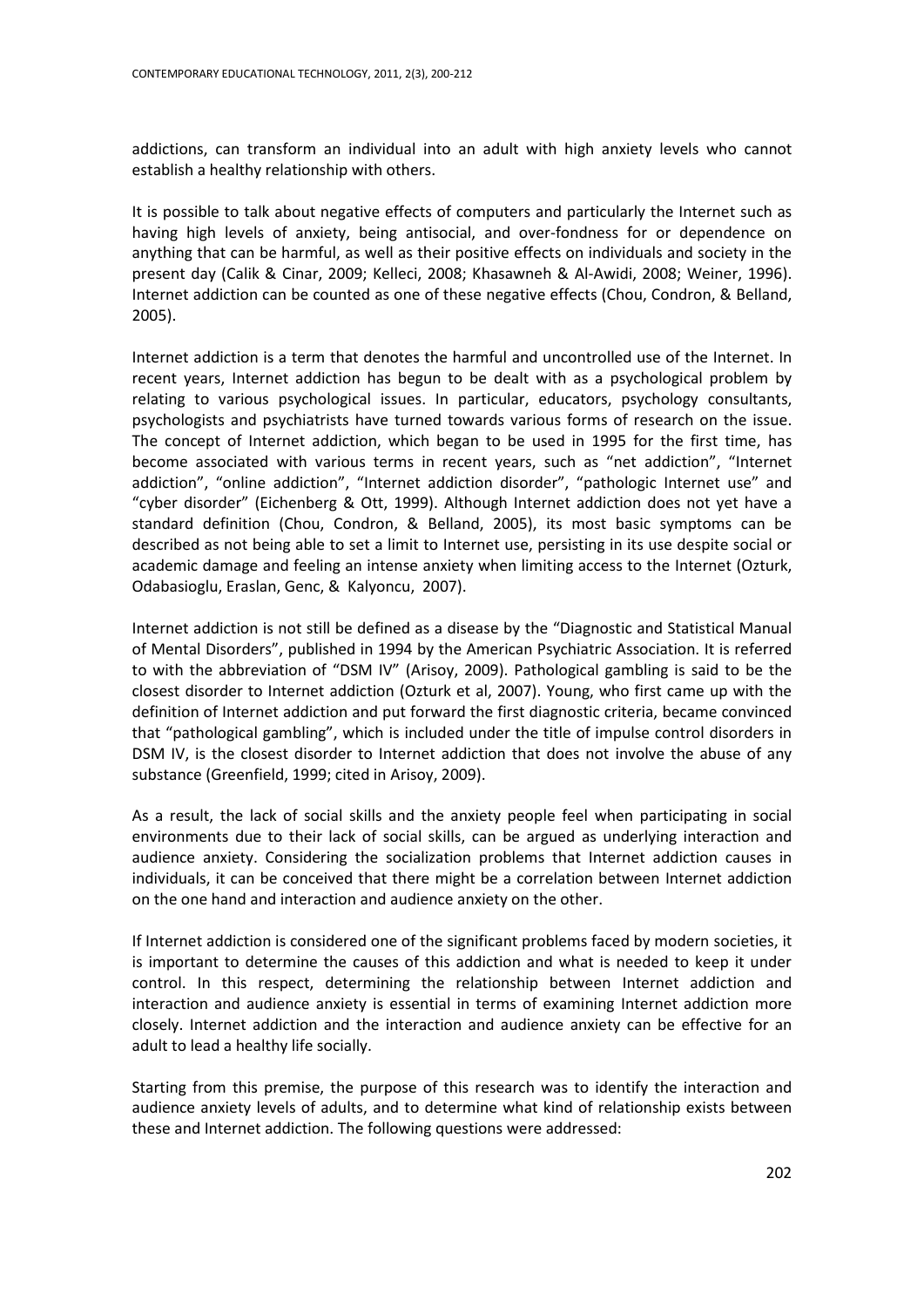addictions, can transform an individual into an adult with high anxiety levels who cannot establish a healthy relationship with others.

It is possible to talk about negative effects of computers and particularly the Internet such as having high levels of anxiety, being antisocial, and over-fondness for or dependence on anything that can be harmful, as well as their positive effects on individuals and society in the present day (Calik & Cinar, 2009; Kelleci, 2008; Khasawneh & Al-Awidi, 2008; Weiner, 1996). Internet addiction can be counted as one of these negative effects (Chou, Condron, & Belland, 2005).

Internet addiction is a term that denotes the harmful and uncontrolled use of the Internet. In recent years, Internet addiction has begun to be dealt with as a psychological problem by relating to various psychological issues. In particular, educators, psychology consultants, psychologists and psychiatrists have turned towards various forms of research on the issue. The concept of Internet addiction, which began to be used in 1995 for the first time, has become associated with various terms in recent years, such as "net addiction", "Internet addiction", "online addiction", "Internet addiction disorder", "pathologic Internet use" and "cyber disorder" (Eichenberg & Ott, 1999). Although Internet addiction does not yet have a standard definition (Chou, Condron, & Belland, 2005), its most basic symptoms can be described as not being able to set a limit to Internet use, persisting in its use despite social or academic damage and feeling an intense anxiety when limiting access to the Internet (Ozturk, Odabasioglu, Eraslan, Genc, & Kalyoncu, 2007).

Internet addiction is not still be defined as a disease by the "Diagnostic and Statistical Manual of Mental Disorders", published in 1994 by the American Psychiatric Association. It is referred to with the abbreviation of "DSM IV" (Arisoy, 2009). Pathological gambling is said to be the closest disorder to Internet addiction (Ozturk et al, 2007). Young, who first came up with the definition of Internet addiction and put forward the first diagnostic criteria, became convinced that "pathological gambling", which is included under the title of impulse control disorders in DSM IV, is the closest disorder to Internet addiction that does not involve the abuse of any substance (Greenfield, 1999; cited in Arisoy, 2009).

As a result, the lack of social skills and the anxiety people feel when participating in social environments due to their lack of social skills, can be argued as underlying interaction and audience anxiety. Considering the socialization problems that Internet addiction causes in individuals, it can be conceived that there might be a correlation between Internet addiction on the one hand and interaction and audience anxiety on the other.

If Internet addiction is considered one of the significant problems faced by modern societies, it is important to determine the causes of this addiction and what is needed to keep it under control. In this respect, determining the relationship between Internet addiction and interaction and audience anxiety is essential in terms of examining Internet addiction more closely. Internet addiction and the interaction and audience anxiety can be effective for an adult to lead a healthy life socially.

Starting from this premise, the purpose of this research was to identify the interaction and audience anxiety levels of adults, and to determine what kind of relationship exists between these and Internet addiction. The following questions were addressed: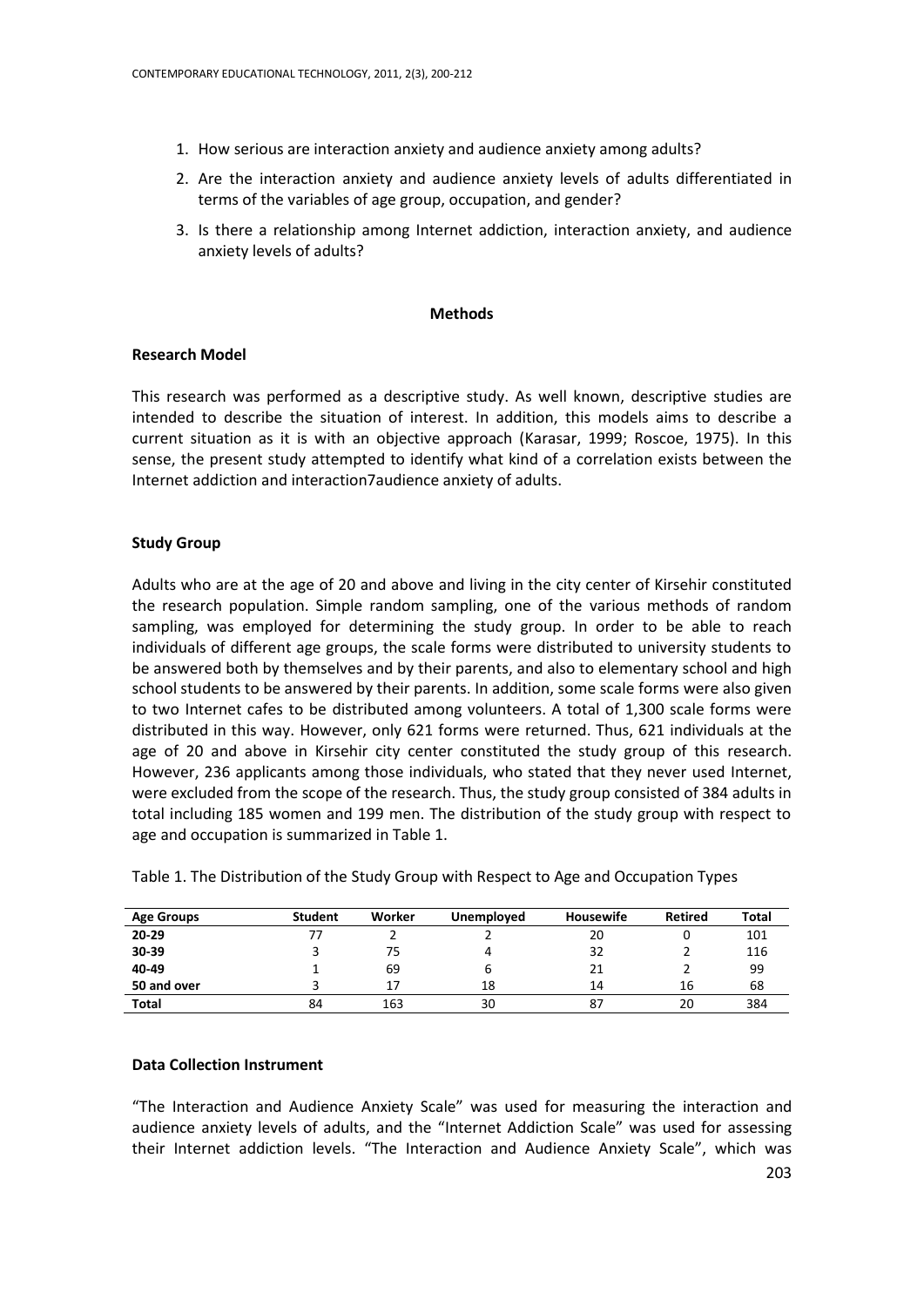1. How serious are interaction anxiety and audience anxiety among adults?
2. Are the interaction anxiety and audience anxiety levels of adults differentiated in terms of the variables of age group, occupation, and gender?
3. Is there a relationship among Internet addiction, interaction anxiety, and audience anxiety levels of adults?

## Methods

### Research Model

This research was performed as a descriptive study. As well known, descriptive studies are intended to describe the situation of interest. In addition, this models aims to describe a current situation as it is with an objective approach (Karasar, 1999; Roscoe, 1975). In this sense, the present study attempted to identify what kind of a correlation exists between the Internet addiction and interaction7audience anxiety of adults.

### Study Group

Adults who are at the age of 20 and above and living in the city center of Kirsehir constituted the research population. Simple random sampling, one of the various methods of random sampling, was employed for determining the study group. In order to be able to reach individuals of different age groups, the scale forms were distributed to university students to be answered both by themselves and by their parents, and also to elementary school and high school students to be answered by their parents. In addition, some scale forms were also given to two Internet cafes to be distributed among volunteers. A total of 1,300 scale forms were distributed in this way. However, only 621 forms were returned. Thus, 621 individuals at the age of 20 and above in Kirsehir city center constituted the study group of this research. However, 236 applicants among those individuals, who stated that they never used Internet, were excluded from the scope of the research. Thus, the study group consisted of 384 adults in total including 185 women and 199 men. The distribution of the study group with respect to age and occupation is summarized in Table 1.

Table 1. The Distribution of the Study Group with Respect to Age and Occupation Types

| Age Groups | Student | Worker | Unemployed | Housewife | Retired | Total |
|---|---|---|---|---|---|---|
| **20-29** | 77 | 2 | 2 | 20 | 0 | 101 |
| **30-39** | 3 | 75 | 4 | 32 | 2 | 116 |
| **40-49** | 1 | 69 | 6 | 21 | 2 | 99 |
| **50 and over** | 3 | 17 | 18 | 14 | 16 | 68 |
| **Total** | 84 | 163 | 30 | 87 | 20 | 384 |

### Data Collection Instrument

"The Interaction and Audience Anxiety Scale" was used for measuring the interaction and audience anxiety levels of adults, and the "Internet Addiction Scale" was used for assessing their Internet addiction levels. "The Interaction and Audience Anxiety Scale", which was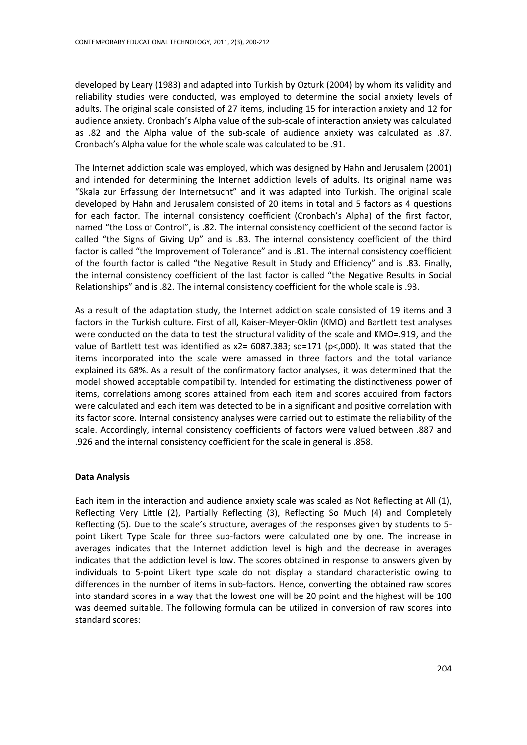developed by Leary (1983) and adapted into Turkish by Ozturk (2004) by whom its validity and reliability studies were conducted, was employed to determine the social anxiety levels of adults. The original scale consisted of 27 items, including 15 for interaction anxiety and 12 for audience anxiety. Cronbach's Alpha value of the sub-scale of interaction anxiety was calculated as .82 and the Alpha value of the sub-scale of audience anxiety was calculated as .87. Cronbach's Alpha value for the whole scale was calculated to be .91.

The Internet addiction scale was employed, which was designed by Hahn and Jerusalem (2001) and intended for determining the Internet addiction levels of adults. Its original name was "Skala zur Erfassung der Internetsucht" and it was adapted into Turkish. The original scale developed by Hahn and Jerusalem consisted of 20 items in total and 5 factors as 4 questions for each factor. The internal consistency coefficient (Cronbach's Alpha) of the first factor, named "the Loss of Control", is .82. The internal consistency coefficient of the second factor is called "the Signs of Giving Up" and is .83. The internal consistency coefficient of the third factor is called "the Improvement of Tolerance" and is .81. The internal consistency coefficient of the fourth factor is called "the Negative Result in Study and Efficiency" and is .83. Finally, the internal consistency coefficient of the last factor is called "the Negative Results in Social Relationships" and is .82. The internal consistency coefficient for the whole scale is .93.

As a result of the adaptation study, the Internet addiction scale consisted of 19 items and 3 factors in the Turkish culture. First of all, Kaiser-Meyer-Oklin (KMO) and Bartlett test analyses were conducted on the data to test the structural validity of the scale and KMO=.919, and the value of Bartlett test was identified as $x2= 6087.383$; sd=171 (p<,000). It was stated that the items incorporated into the scale were amassed in three factors and the total variance explained its 68%. As a result of the confirmatory factor analyses, it was determined that the model showed acceptable compatibility. Intended for estimating the distinctiveness power of items, correlations among scores attained from each item and scores acquired from factors were calculated and each item was detected to be in a significant and positive correlation with its factor score. Internal consistency analyses were carried out to estimate the reliability of the scale. Accordingly, internal consistency coefficients of factors were valued between .887 and .926 and the internal consistency coefficient for the scale in general is .858.

#### Data Analysis

Each item in the interaction and audience anxiety scale was scaled as Not Reflecting at All (1), Reflecting Very Little (2), Partially Reflecting (3), Reflecting So Much (4) and Completely Reflecting (5). Due to the scale's structure, averages of the responses given by students to 5-point Likert Type Scale for three sub-factors were calculated one by one. The increase in averages indicates that the Internet addiction level is high and the decrease in averages indicates that the addiction level is low. The scores obtained in response to answers given by individuals to 5-point Likert type scale do not display a standard characteristic owing to differences in the number of items in sub-factors. Hence, converting the obtained raw scores into standard scores in a way that the lowest one will be 20 point and the highest will be 100 was deemed suitable. The following formula can be utilized in conversion of raw scores into standard scores: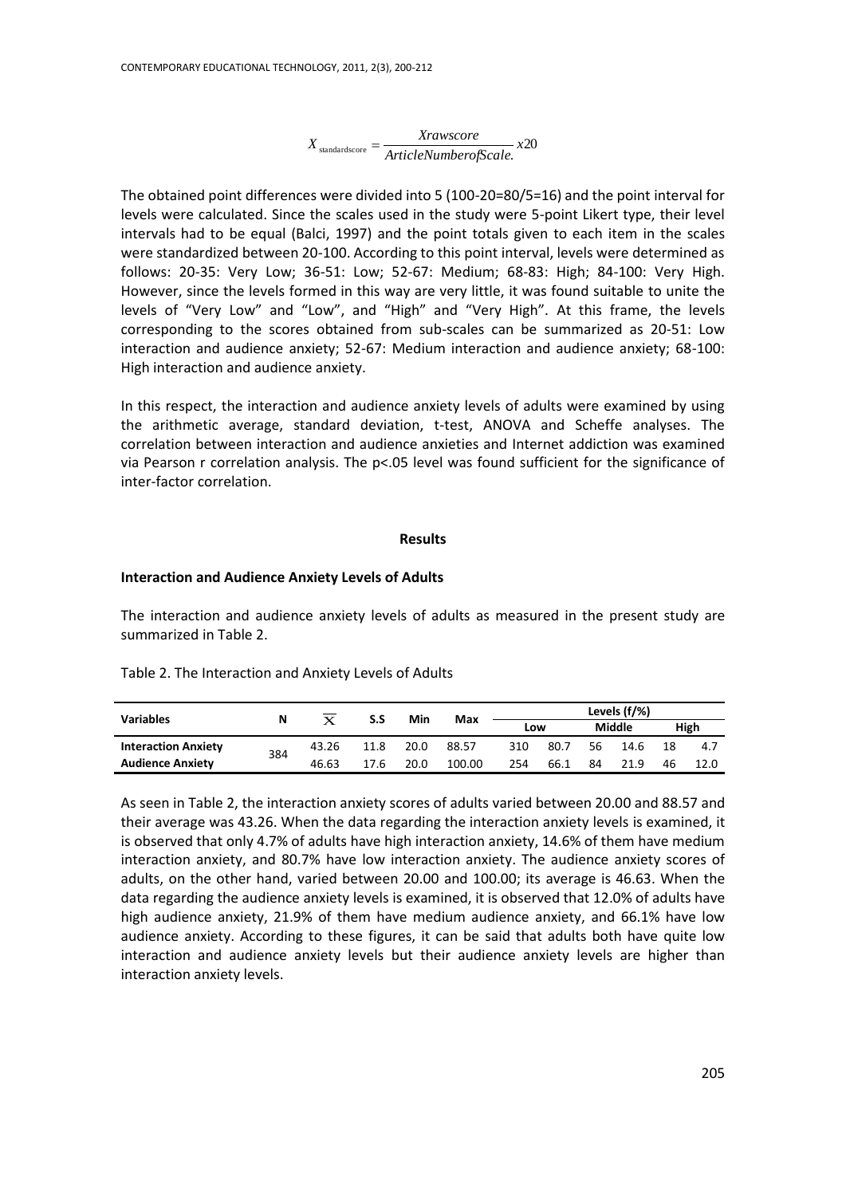$$X_{\text{standardscore}} = \frac{Xrawscore}{ArticleNumberofScale.} x20$$

The obtained point differences were divided into 5 (100-20=80/5=16) and the point interval for levels were calculated. Since the scales used in the study were 5-point Likert type, their level intervals had to be equal (Balci, 1997) and the point totals given to each item in the scales were standardized between 20-100. According to this point interval, levels were determined as follows: 20-35: Very Low; 36-51: Low; 52-67: Medium; 68-83: High; 84-100: Very High. However, since the levels formed in this way are very little, it was found suitable to unite the levels of "Very Low" and "Low", and "High" and "Very High". At this frame, the levels corresponding to the scores obtained from sub-scales can be summarized as 20-51: Low interaction and audience anxiety; 52-67: Medium interaction and audience anxiety; 68-100: High interaction and audience anxiety.

In this respect, the interaction and audience anxiety levels of adults were examined by using the arithmetic average, standard deviation, t-test, ANOVA and Scheffe analyses. The correlation between interaction and audience anxieties and Internet addiction was examined via Pearson r correlation analysis. The p<.05 level was found sufficient for the significance of inter-factor correlation.

## Results

### Interaction and Audience Anxiety Levels of Adults

The interaction and audience anxiety levels of adults as measured in the present study are summarized in Table 2.

Table 2. The Interaction and Anxiety Levels of Adults

| Variables | N | $\overline{X}$ | S.S | Min | Max | Levels (f/%) | | | | | |
|---|---|---|---|---|---|---|---|---|---|---|---|
| | | | | | | Low | | Middle | | High | |
| **Interaction Anxiety** | 384 | 43.26 | 11.8 | 20.0 | 88.57 | 310 | 80.7 | 56 | 14.6 | 18 | 4.7 |
| **Audience Anxiety** | | 46.63 | 17.6 | 20.0 | 100.00 | 254 | 66.1 | 84 | 21.9 | 46 | 12.0 |

As seen in Table 2, the interaction anxiety scores of adults varied between 20.00 and 88.57 and their average was 43.26. When the data regarding the interaction anxiety levels is examined, it is observed that only 4.7% of adults have high interaction anxiety, 14.6% of them have medium interaction anxiety, and 80.7% have low interaction anxiety. The audience anxiety scores of adults, on the other hand, varied between 20.00 and 100.00; its average is 46.63. When the data regarding the audience anxiety levels is examined, it is observed that 12.0% of adults have high audience anxiety, 21.9% of them have medium audience anxiety, and 66.1% have low audience anxiety. According to these figures, it can be said that adults both have quite low interaction and audience anxiety levels but their audience anxiety levels are higher than interaction anxiety levels.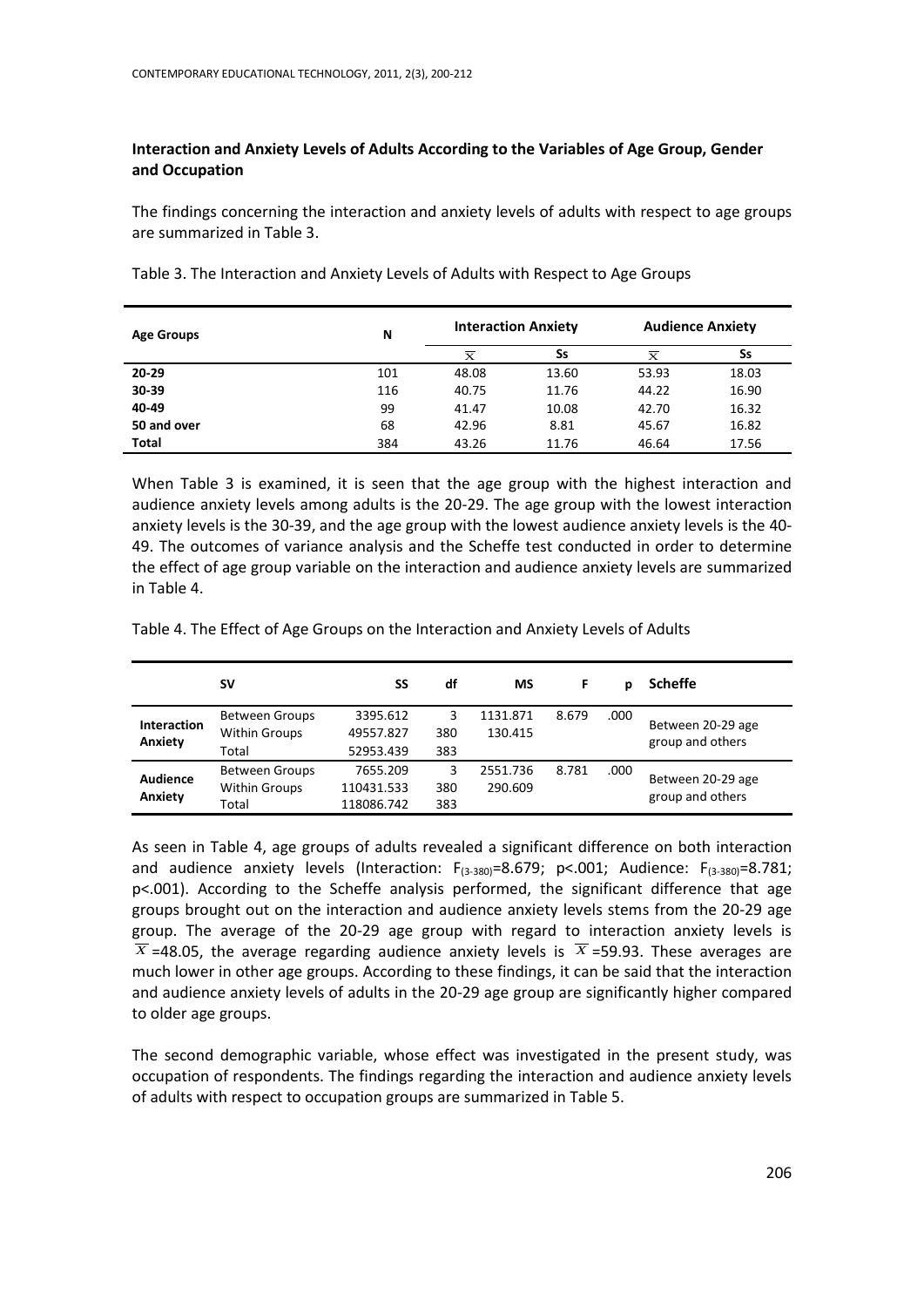**Interaction and Anxiety Levels of Adults According to the Variables of Age Group, Gender and Occupation**

The findings concerning the interaction and anxiety levels of adults with respect to age groups are summarized in Table 3.

Table 3. The Interaction and Anxiety Levels of Adults with Respect to Age Groups

| Age Groups | N | Interaction Anxiety | | Audience Anxiety | |
|---|---|---|---|---|---|
| | | $\overline{X}$ | Ss | $\overline{X}$ | Ss |
| **20-29** | 101 | 48.08 | 13.60 | 53.93 | 18.03 |
| **30-39** | 116 | 40.75 | 11.76 | 44.22 | 16.90 |
| **40-49** | 99 | 41.47 | 10.08 | 42.70 | 16.32 |
| **50 and over** | 68 | 42.96 | 8.81 | 45.67 | 16.82 |
| **Total** | 384 | 43.26 | 11.76 | 46.64 | 17.56 |

When Table 3 is examined, it is seen that the age group with the highest interaction and audience anxiety levels among adults is the 20-29. The age group with the lowest interaction anxiety levels is the 30-39, and the age group with the lowest audience anxiety levels is the 40-49. The outcomes of variance analysis and the Scheffe test conducted in order to determine the effect of age group variable on the interaction and audience anxiety levels are summarized in Table 4.

Table 4. The Effect of Age Groups on the Interaction and Anxiety Levels of Adults

| | SV | SS | df | MS | F | p | Scheffe |
|---|---|---|---|---|---|---|---|
| **Interaction Anxiety** | Between Groups | 3395.612 | 3 | 1131.871 | 8.679 | .000 | Between 20-29 age group and others |
| | Within Groups | 49557.827 | 380 | 130.415 | | | |
| | Total | 52953.439 | 383 | | | | |
| **Audience Anxiety** | Between Groups | 7655.209 | 3 | 2551.736 | 8.781 | .000 | Between 20-29 age group and others |
| | Within Groups | 110431.533 | 380 | 290.609 | | | |
| | Total | 118086.742 | 383 | | | | |

As seen in Table 4, age groups of adults revealed a significant difference on both interaction and audience anxiety levels (Interaction: $F_{(3-380)}=8.679$; $p<.001$; Audience: $F_{(3-380)}=8.781$; $p<.001$). According to the Scheffe analysis performed, the significant difference that age groups brought out on the interaction and audience anxiety levels stems from the 20-29 age group. The average of the 20-29 age group with regard to interaction anxiety levels is $\overline{X}=48.05$, the average regarding audience anxiety levels is $\overline{X}=59.93$. These averages are much lower in other age groups. According to these findings, it can be said that the interaction and audience anxiety levels of adults in the 20-29 age group are significantly higher compared to older age groups.

The second demographic variable, whose effect was investigated in the present study, was occupation of respondents. The findings regarding the interaction and audience anxiety levels of adults with respect to occupation groups are summarized in Table 5.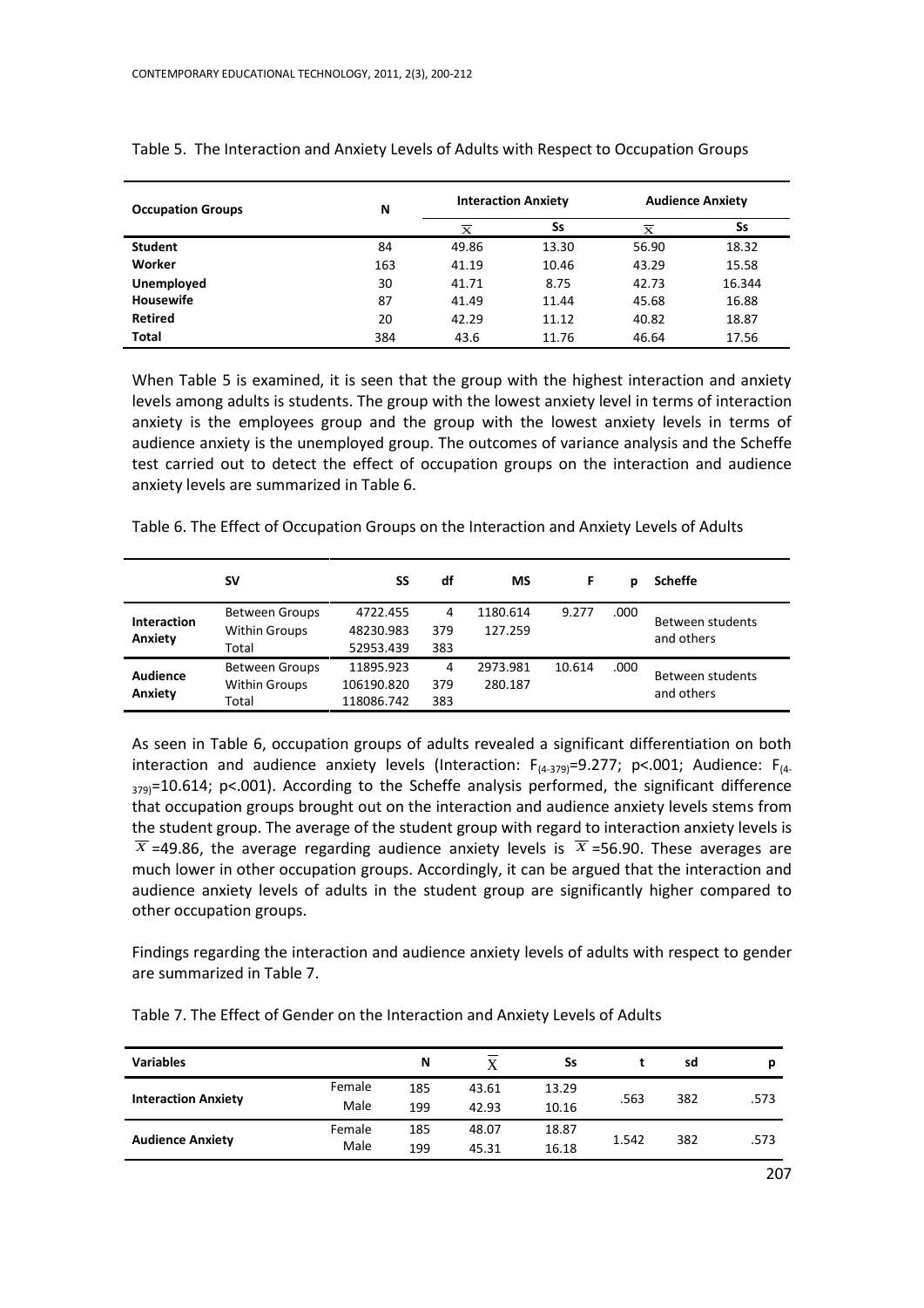Table 5. The Interaction and Anxiety Levels of Adults with Respect to Occupation Groups

| Occupation Groups | N | Interaction Anxiety | | Audience Anxiety | |
|---|---|---|---|---|---|
| | | $\overline{X}$ | Ss | $\overline{X}$ | Ss |
| **Student** | 84 | 49.86 | 13.30 | 56.90 | 18.32 |
| **Worker** | 163 | 41.19 | 10.46 | 43.29 | 15.58 |
| **Unemployed** | 30 | 41.71 | 8.75 | 42.73 | 16.344 |
| **Housewife** | 87 | 41.49 | 11.44 | 45.68 | 16.88 |
| **Retired** | 20 | 42.29 | 11.12 | 40.82 | 18.87 |
| **Total** | 384 | 43.6 | 11.76 | 46.64 | 17.56 |

When Table 5 is examined, it is seen that the group with the highest interaction and anxiety levels among adults is students. The group with the lowest anxiety level in terms of interaction anxiety is the employees group and the group with the lowest anxiety levels in terms of audience anxiety is the unemployed group. The outcomes of variance analysis and the Scheffe test carried out to detect the effect of occupation groups on the interaction and audience anxiety levels are summarized in Table 6.

Table 6. The Effect of Occupation Groups on the Interaction and Anxiety Levels of Adults

| | SV | SS | df | MS | F | p | Scheffe |
|---|---|---|---|---|---|---|---|
| **Interaction Anxiety** | Between Groups | 4722.455 | 4 | 1180.614 | 9.277 | .000 | Between students and others |
| | Within Groups | 48230.983 | 379 | 127.259 | | | |
| | Total | 52953.439 | 383 | | | | |
| **Audience Anxiety** | Between Groups | 11895.923 | 4 | 2973.981 | 10.614 | .000 | Between students and others |
| | Within Groups | 106190.820 | 379 | 280.187 | | | |
| | Total | 118086.742 | 383 | | | | |

As seen in Table 6, occupation groups of adults revealed a significant differentiation on both interaction and audience anxiety levels (Interaction: $F_{(4\text{-}379)}=9.277$; $p<.001$; Audience: $F_{(4\text{-}379)}=10.614$; $p<.001$). According to the Scheffe analysis performed, the significant difference that occupation groups brought out on the interaction and audience anxiety levels stems from the student group. The average of the student group with regard to interaction anxiety levels is $\overline{X}=49.86$, the average regarding audience anxiety levels is $\overline{X}=56.90$. These averages are much lower in other occupation groups. Accordingly, it can be argued that the interaction and audience anxiety levels of adults in the student group are significantly higher compared to other occupation groups.

Findings regarding the interaction and audience anxiety levels of adults with respect to gender are summarized in Table 7.

Table 7. The Effect of Gender on the Interaction and Anxiety Levels of Adults

| Variables | | N | $\overline{X}$ | Ss | t | sd | p |
|---|---|---|---|---|---|---|---|
| **Interaction Anxiety** | Female | 185 | 43.61 | 13.29 | .563 | 382 | .573 |
| | Male | 199 | 42.93 | 10.16 | | | |
| **Audience Anxiety** | Female | 185 | 48.07 | 18.87 | 1.542 | 382 | .573 |
| | Male | 199 | 45.31 | 16.18 | | | |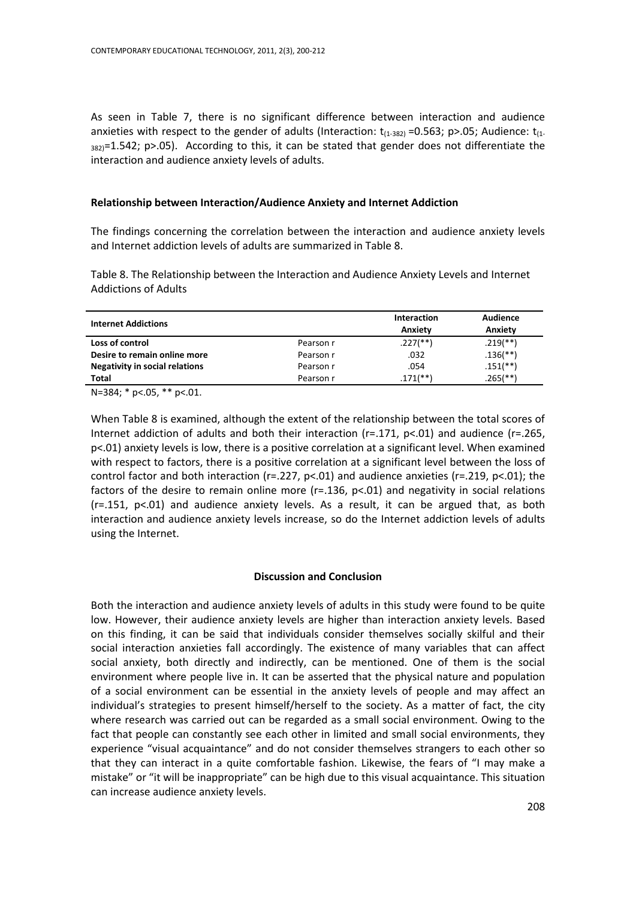As seen in Table 7, there is no significant difference between interaction and audience anxieties with respect to the gender of adults (Interaction: $t_{(1\text{-}382)}=0.563$; $p>.05$; Audience: $t_{(1\text{-}382)}=1.542$; $p>.05$). According to this, it can be stated that gender does not differentiate the interaction and audience anxiety levels of adults.

### Relationship between Interaction/Audience Anxiety and Internet Addiction

The findings concerning the correlation between the interaction and audience anxiety levels and Internet addiction levels of adults are summarized in Table 8.

Table 8. The Relationship between the Interaction and Audience Anxiety Levels and Internet Addictions of Adults

| Internet Addictions | | Interaction Anxiety | Audience Anxiety |
|---|---|---|---|
| **Loss of control** | Pearson r | .227(**) | .219(**) |
| **Desire to remain online more** | Pearson r | .032 | .136(**) |
| **Negativity in social relations** | Pearson r | .054 | .151(**) |
| **Total** | Pearson r | .171(**) | .265(**) |

N=384; * p<.05, ** p<.01.

When Table 8 is examined, although the extent of the relationship between the total scores of Internet addiction of adults and both their interaction ($r=.171$, $p<.01$) and audience ($r=.265$, $p<.01$) anxiety levels is low, there is a positive correlation at a significant level. When examined with respect to factors, there is a positive correlation at a significant level between the loss of control factor and both interaction ($r=.227$, $p<.01$) and audience anxieties ($r=.219$, $p<.01$); the factors of the desire to remain online more ($r=.136$, $p<.01$) and negativity in social relations ($r=.151$, $p<.01$) and audience anxiety levels. As a result, it can be argued that, as both interaction and audience anxiety levels increase, so do the Internet addiction levels of adults using the Internet.

## Discussion and Conclusion

Both the interaction and audience anxiety levels of adults in this study were found to be quite low. However, their audience anxiety levels are higher than interaction anxiety levels. Based on this finding, it can be said that individuals consider themselves socially skilful and their social interaction anxieties fall accordingly. The existence of many variables that can affect social anxiety, both directly and indirectly, can be mentioned. One of them is the social environment where people live in. It can be asserted that the physical nature and population of a social environment can be essential in the anxiety levels of people and may affect an individual's strategies to present himself/herself to the society. As a matter of fact, the city where research was carried out can be regarded as a small social environment. Owing to the fact that people can constantly see each other in limited and small social environments, they experience "visual acquaintance" and do not consider themselves strangers to each other so that they can interact in a quite comfortable fashion. Likewise, the fears of "I may make a mistake" or "it will be inappropriate" can be high due to this visual acquaintance. This situation can increase audience anxiety levels.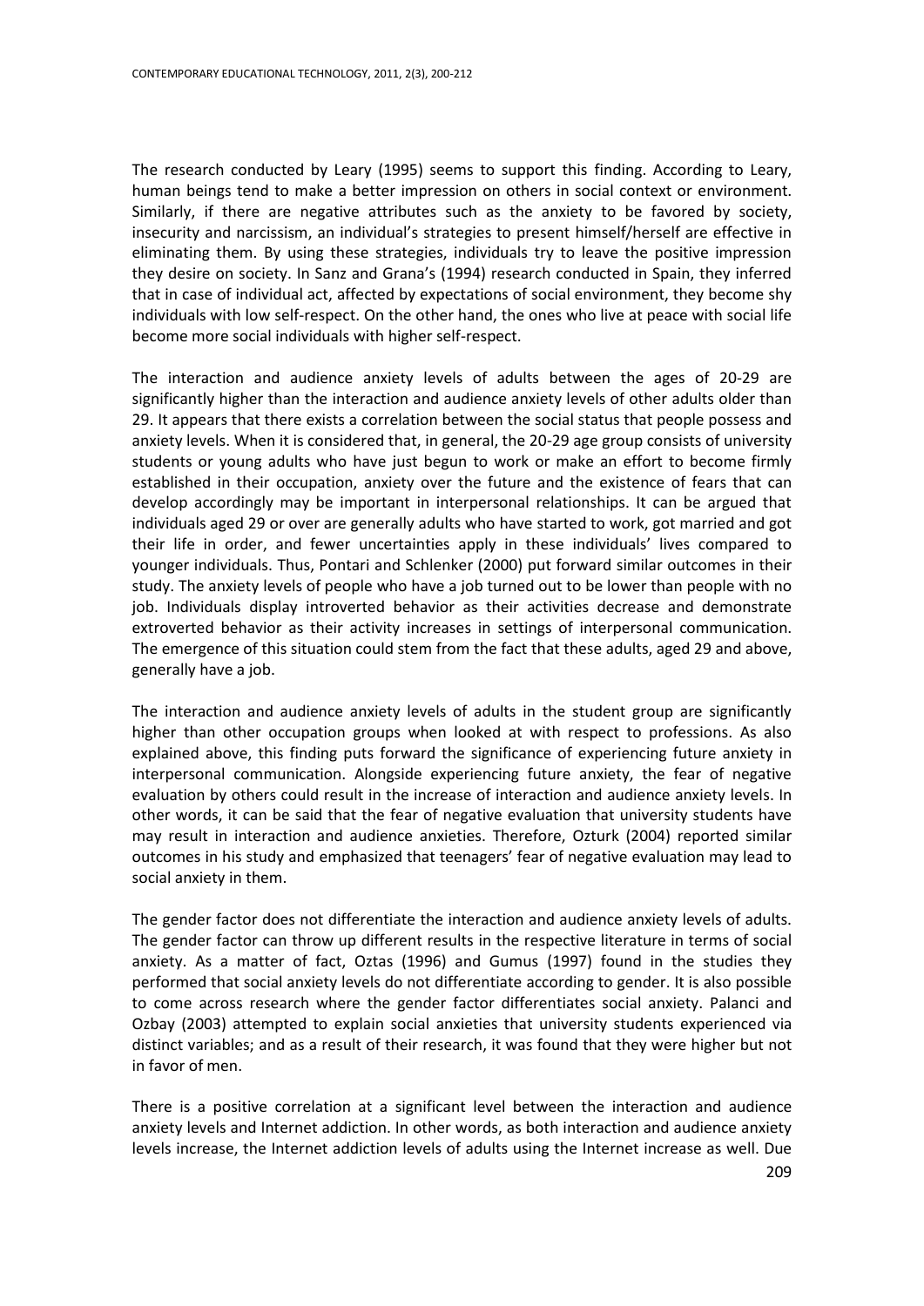The research conducted by Leary (1995) seems to support this finding. According to Leary, human beings tend to make a better impression on others in social context or environment. Similarly, if there are negative attributes such as the anxiety to be favored by society, insecurity and narcissism, an individual's strategies to present himself/herself are effective in eliminating them. By using these strategies, individuals try to leave the positive impression they desire on society. In Sanz and Grana's (1994) research conducted in Spain, they inferred that in case of individual act, affected by expectations of social environment, they become shy individuals with low self-respect. On the other hand, the ones who live at peace with social life become more social individuals with higher self-respect.

The interaction and audience anxiety levels of adults between the ages of 20-29 are significantly higher than the interaction and audience anxiety levels of other adults older than 29. It appears that there exists a correlation between the social status that people possess and anxiety levels. When it is considered that, in general, the 20-29 age group consists of university students or young adults who have just begun to work or make an effort to become firmly established in their occupation, anxiety over the future and the existence of fears that can develop accordingly may be important in interpersonal relationships. It can be argued that individuals aged 29 or over are generally adults who have started to work, got married and got their life in order, and fewer uncertainties apply in these individuals' lives compared to younger individuals. Thus, Pontari and Schlenker (2000) put forward similar outcomes in their study. The anxiety levels of people who have a job turned out to be lower than people with no job. Individuals display introverted behavior as their activities decrease and demonstrate extroverted behavior as their activity increases in settings of interpersonal communication. The emergence of this situation could stem from the fact that these adults, aged 29 and above, generally have a job.

The interaction and audience anxiety levels of adults in the student group are significantly higher than other occupation groups when looked at with respect to professions. As also explained above, this finding puts forward the significance of experiencing future anxiety in interpersonal communication. Alongside experiencing future anxiety, the fear of negative evaluation by others could result in the increase of interaction and audience anxiety levels. In other words, it can be said that the fear of negative evaluation that university students have may result in interaction and audience anxieties. Therefore, Ozturk (2004) reported similar outcomes in his study and emphasized that teenagers' fear of negative evaluation may lead to social anxiety in them.

The gender factor does not differentiate the interaction and audience anxiety levels of adults. The gender factor can throw up different results in the respective literature in terms of social anxiety. As a matter of fact, Oztas (1996) and Gumus (1997) found in the studies they performed that social anxiety levels do not differentiate according to gender. It is also possible to come across research where the gender factor differentiates social anxiety. Palanci and Ozbay (2003) attempted to explain social anxieties that university students experienced via distinct variables; and as a result of their research, it was found that they were higher but not in favor of men.

There is a positive correlation at a significant level between the interaction and audience anxiety levels and Internet addiction. In other words, as both interaction and audience anxiety levels increase, the Internet addiction levels of adults using the Internet increase as well. Due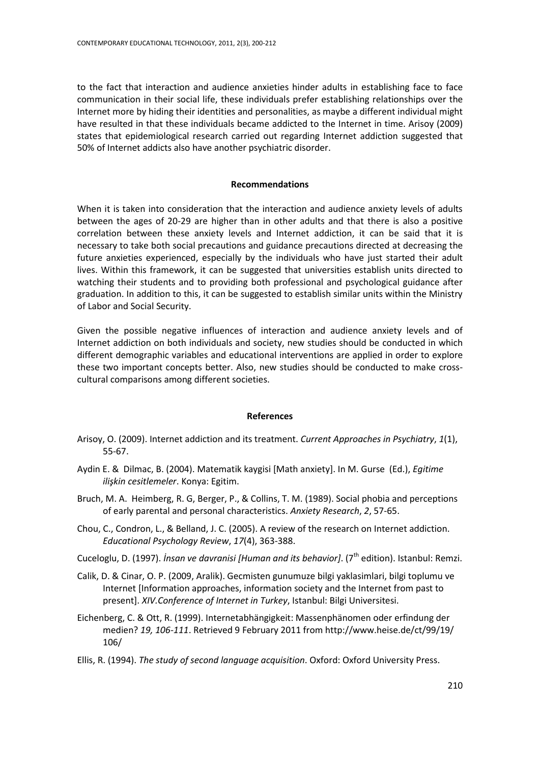to the fact that interaction and audience anxieties hinder adults in establishing face to face communication in their social life, these individuals prefer establishing relationships over the Internet more by hiding their identities and personalities, as maybe a different individual might have resulted in that these individuals became addicted to the Internet in time. Arisoy (2009) states that epidemiological research carried out regarding Internet addiction suggested that 50% of Internet addicts also have another psychiatric disorder.

## Recommendations

When it is taken into consideration that the interaction and audience anxiety levels of adults between the ages of 20-29 are higher than in other adults and that there is also a positive correlation between these anxiety levels and Internet addiction, it can be said that it is necessary to take both social precautions and guidance precautions directed at decreasing the future anxieties experienced, especially by the individuals who have just started their adult lives. Within this framework, it can be suggested that universities establish units directed to watching their students and to providing both professional and psychological guidance after graduation. In addition to this, it can be suggested to establish similar units within the Ministry of Labor and Social Security.

Given the possible negative influences of interaction and audience anxiety levels and of Internet addiction on both individuals and society, new studies should be conducted in which different demographic variables and educational interventions are applied in order to explore these two important concepts better. Also, new studies should be conducted to make cross-cultural comparisons among different societies.

## References

Arisoy, O. (2009). Internet addiction and its treatment. *Current Approaches in Psychiatry*, *1*(1), 55-67.

Aydin E. & Dilmac, B. (2004). Matematik kaygisi [Math anxiety]. In M. Gurse (Ed.), *Egitime ilişkin cesitlemeler*. Konya: Egitim.

Bruch, M. A. Heimberg, R. G, Berger, P., & Collins, T. M. (1989). Social phobia and perceptions of early parental and personal characteristics. *Anxiety Research*, *2*, 57-65.

Chou, C., Condron, L., & Belland, J. C. (2005). A review of the research on Internet addiction. *Educational Psychology Review*, *17*(4), 363-388.

Cuceloglu, D. (1997). *İnsan ve davranisi [Human and its behavior]*. (7th edition). Istanbul: Remzi.

Calik, D. & Cinar, O. P. (2009, Aralik). Gecmisten gunumuze bilgi yaklasimlari, bilgi toplumu ve Internet [Information approaches, information society and the Internet from past to present]. *XIV.Conference of Internet in Turkey*, Istanbul: Bilgi Universitesi.

Eichenberg, C. & Ott, R. (1999). Internetabhängigkeit: Massenphänomen oder erfindung der medien? *19, 106-111*. Retrieved 9 February 2011 from http://www.heise.de/ct/99/19/106/

Ellis, R. (1994). *The study of second language acquisition*. Oxford: Oxford University Press.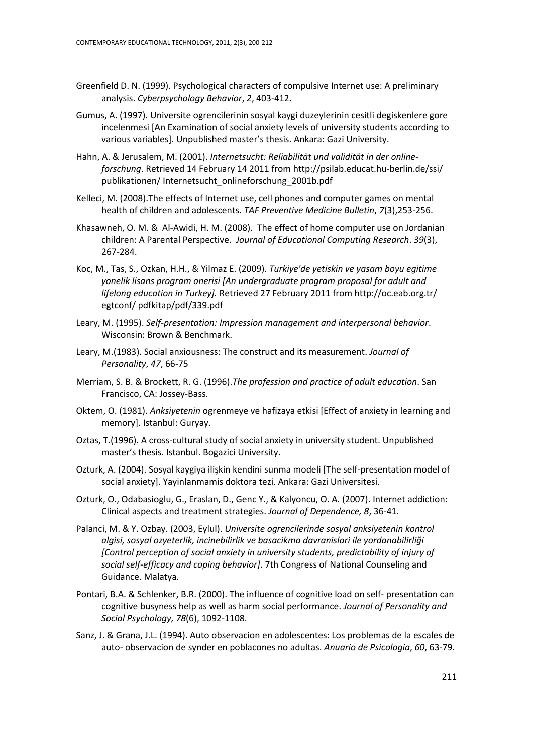Greenfield D. N. (1999). Psychological characters of compulsive Internet use: A preliminary analysis. *Cyberpsychology Behavior*, *2*, 403-412.

Gumus, A. (1997). Universite ogrencilerinin sosyal kaygi duzeylerinin cesitli degiskenlere gore incelenmesi [An Examination of social anxiety levels of university students according to various variables]. Unpublished master's thesis. Ankara: Gazi University.

Hahn, A. & Jerusalem, M. (2001). *Internetsucht: Reliabilität und validität in der online-forschung*. Retrieved 14 February 14 2011 from http://psilab.educat.hu-berlin.de/ssi/ publikationen/ Internetsucht_onlineforschung_2001b.pdf

Kelleci, M. (2008).The effects of Internet use, cell phones and computer games on mental health of children and adolescents. *TAF Preventive Medicine Bulletin*, *7*(3),253-256.

Khasawneh, O. M. & Al-Awidi, H. M. (2008). The effect of home computer use on Jordanian children: A Parental Perspective. *Journal of Educational Computing Research*. *39*(3), 267-284.

Koc, M., Tas, S., Ozkan, H.H., & Yilmaz E. (2009). *Turkiye'de yetiskin ve yasam boyu egitime yonelik lisans program onerisi [An undergraduate program proposal for adult and lifelong education in Turkey].* Retrieved 27 February 2011 from http://oc.eab.org.tr/ egtconf/ pdfkitap/pdf/339.pdf

Leary, M. (1995). *Self-presentation: Impression management and interpersonal behavior*. Wisconsin: Brown & Benchmark.

Leary, M.(1983). Social anxiousness: The construct and its measurement. *Journal of Personality*, *47*, 66-75

Merriam, S. B. & Brockett, R. G. (1996).*The profession and practice of adult education*. San Francisco, CA: Jossey-Bass.

Oktem, O. (1981). *Anksiyetenin* ogrenmeye ve hafizaya etkisi [Effect of anxiety in learning and memory]. Istanbul: Guryay.

Oztas, T.(1996). A cross-cultural study of social anxiety in university student. Unpublished master's thesis. Istanbul. Bogazici University.

Ozturk, A. (2004). Sosyal kaygiya ilişkin kendini sunma modeli [The self-presentation model of social anxiety]. Yayinlanmamis doktora tezi. Ankara: Gazi Universitesi.

Ozturk, O., Odabasioglu, G., Eraslan, D., Genc Y., & Kalyoncu, O. A. (2007). Internet addiction: Clinical aspects and treatment strategies. *Journal of Dependence, 8*, 36-41.

Palanci, M. & Y. Ozbay. (2003, Eylul). *Universite ogrencilerinde sosyal anksiyetenin kontrol algisi, sosyal ozyeterlik, incinebilirlik ve basacikma davranislari ile yordanabilirliği [Control perception of social anxiety in university students, predictability of injury of social self-efficacy and coping behavior]*. 7th Congress of National Counseling and Guidance. Malatya.

Pontari, B.A. & Schlenker, B.R. (2000). The influence of cognitive load on self- presentation can cognitive busyness help as well as harm social performance. *Journal of Personality and Social Psychology, 78*(6), 1092-1108.

Sanz, J. & Grana, J.L. (1994). Auto observacion en adolescentes: Los problemas de la escales de auto- observacion de synder en poblacones no adultas. *Anuario de Psicologia*, *60*, 63-79.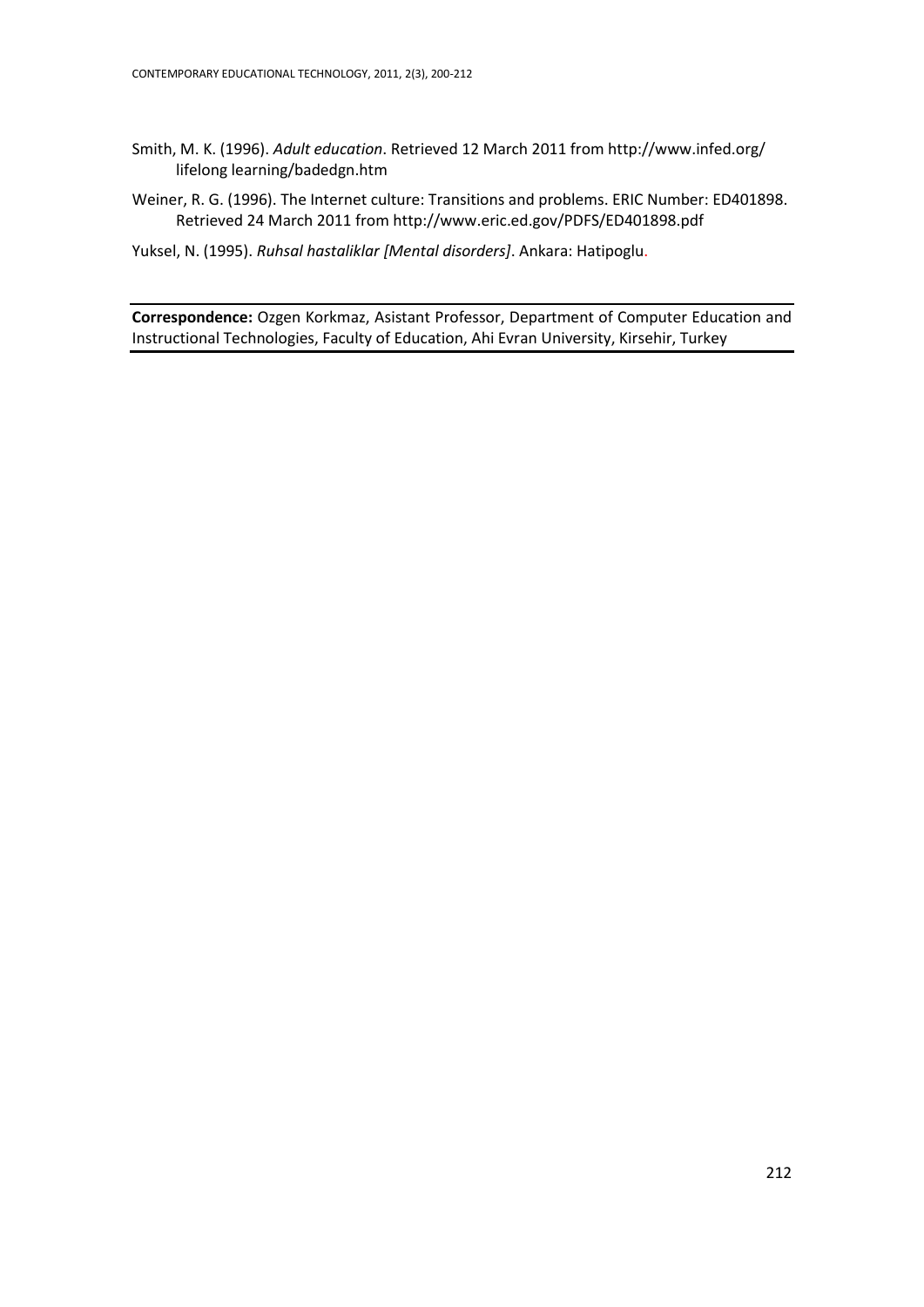Smith, M. K. (1996). *Adult education*. Retrieved 12 March 2011 from http://www.infed.org/lifelong learning/badedgn.htm

Weiner, R. G. (1996). The Internet culture: Transitions and problems. ERIC Number: ED401898. Retrieved 24 March 2011 from http://www.eric.ed.gov/PDFS/ED401898.pdf

Yuksel, N. (1995). *Ruhsal hastaliklar [Mental disorders]*. Ankara: Hatipoglu.

---

**Correspondence:** Ozgen Korkmaz, Asistant Professor, Department of Computer Education and Instructional Technologies, Faculty of Education, Ahi Evran University, Kirsehir, Turkey

---